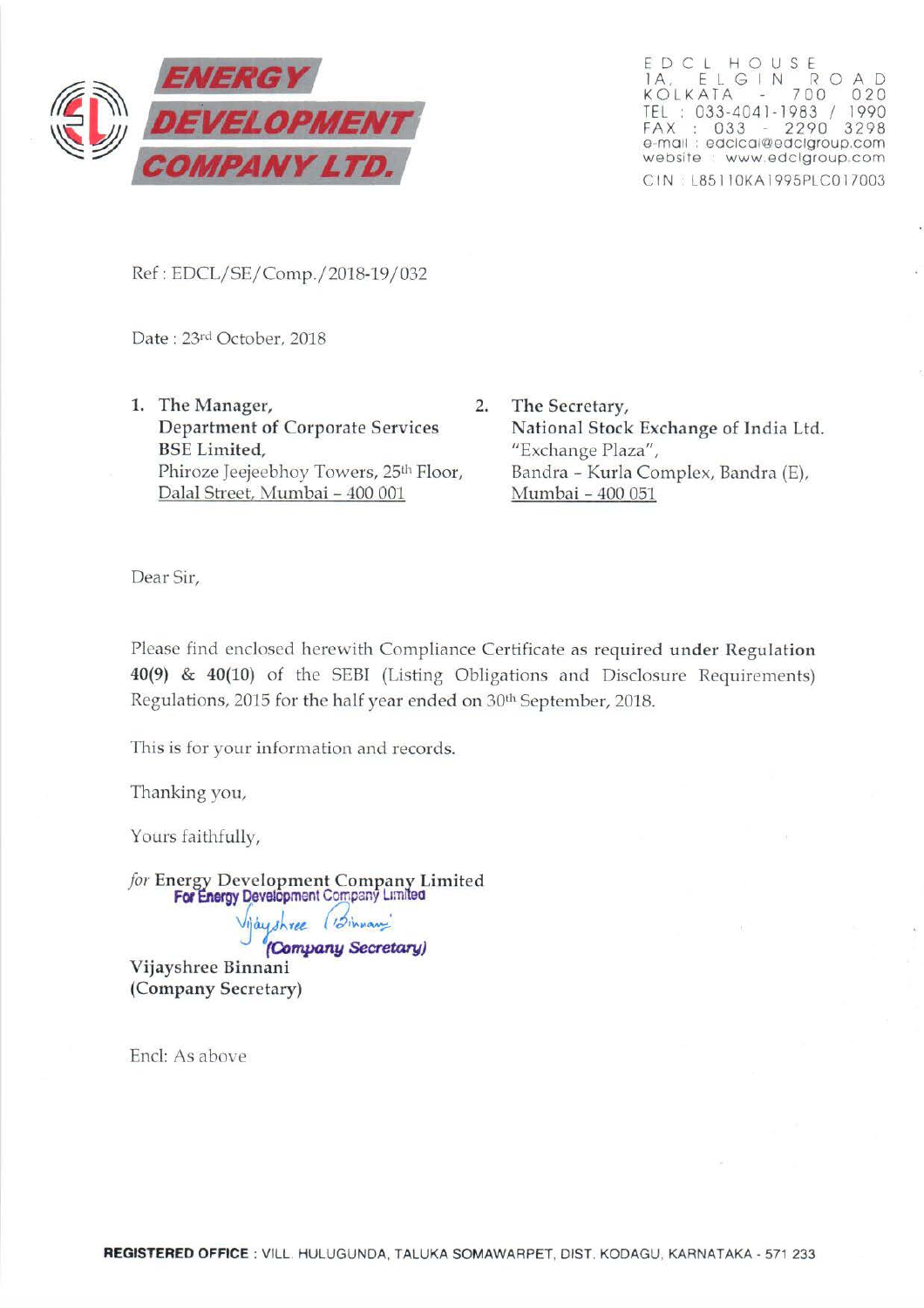**ENERGY DEVELOPMENT COMPANY LTD.**

EDCL HOUSE
1A, ELGIN ROAD
KOLKATA - 700 020
TEL : 033-4041-1983 / 1990
FAX : 033 - 2290 3298
e-mail : edclcal@edclgroup.com
website : www.edclgroup.com
CIN : L85110KA1995PLC017003

Ref : EDCL/SE/Comp./2018-19/032

Date : 23rd October, 2018

1. **The Manager,**
   **Department of Corporate Services**
   **BSE Limited,**
   Phiroze Jeejeebhoy Towers, 25th Floor,
   Dalal Street, Mumbai – 400 001

2. **The Secretary,**
   **National Stock Exchange of India Ltd.**
   "Exchange Plaza",
   Bandra - Kurla Complex, Bandra (E),
   Mumbai – 400 051

Dear Sir,

Please find enclosed herewith Compliance Certificate as required **under Regulation 40(9) & 40(10)** of the SEBI (Listing Obligations and Disclosure Requirements) Regulations, 2015 for the half year ended on 30th September, 2018.

This is for your information and records.

Thanking you,

Yours faithfully,

*for* **Energy Development Company Limited**

For Energy Development Company Limited

Vijayshree Binnani

*(Company Secretary)*

**Vijayshree Binnani**
**(Company Secretary)**

Encl: As above

**REGISTERED OFFICE** : VILL. HULUGUNDA, TALUKA SOMAWARPET, DIST. KODAGU, KARNATAKA - 571 233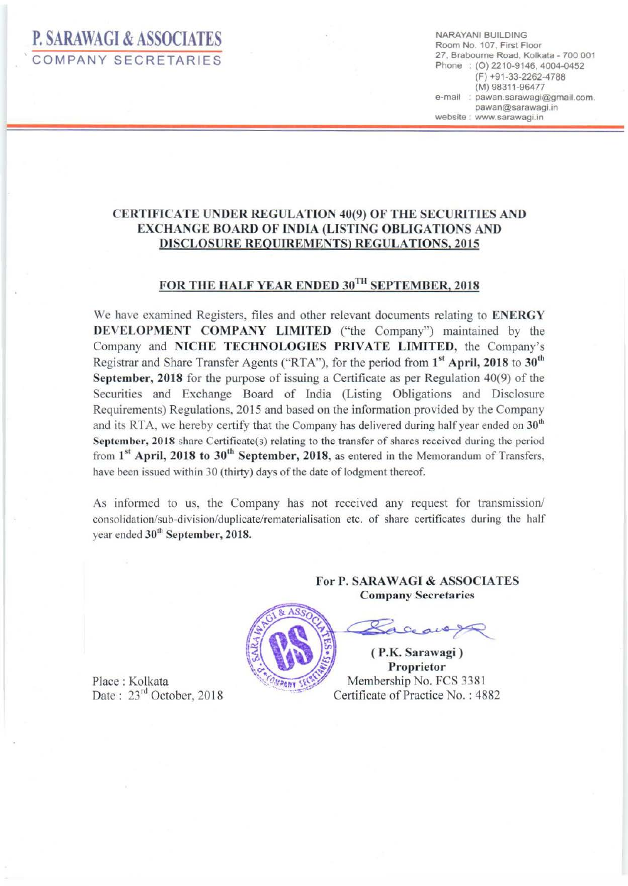# P. SARAWAGI & ASSOCIATES
COMPANY SECRETARIES

NARAYANI BUILDING
Room No. 107, First Floor
27, Brabourne Road, Kolkata - 700 001
Phone : (O) 2210-9146, 4004-0452
(F) +91-33-2262-4788
(M) 98311-96477
e-mail : pawan.sarawagi@gmail.com.
pawan@sarawagi.in
website : www.sarawagi.in

**CERTIFICATE UNDER REGULATION 40(9) OF THE SECURITIES AND EXCHANGE BOARD OF INDIA (LISTING OBLIGATIONS AND <u>DISCLOSURE REQUIREMENTS) REGULATIONS, 2015</u>**

**<u>FOR THE HALF YEAR ENDED 30TH SEPTEMBER, 2018</u>**

We have examined Registers, files and other relevant documents relating to **ENERGY DEVELOPMENT COMPANY LIMITED** ("the Company") maintained by the Company and **NICHE TECHNOLOGIES PRIVATE LIMITED**, the Company's Registrar and Share Transfer Agents ("RTA"), for the period from **1st April, 2018** to **30th September, 2018** for the purpose of issuing a Certificate as per Regulation 40(9) of the Securities and Exchange Board of India (Listing Obligations and Disclosure Requirements) Regulations, 2015 and based on the information provided by the Company and its RTA, we hereby certify that the Company has delivered during half year ended on **30th September, 2018** share Certificate(s) relating to the transfer of shares received during the period from **1st April, 2018 to 30th September, 2018**, as entered in the Memorandum of Transfers, have been issued within 30 (thirty) days of the date of lodgment thereof.

As informed to us, the Company has not received any request for transmission/ consolidation/sub-division/duplicate/rematerialisation etc. of share certificates during the half year ended **30th September, 2018.**

**For P. SARAWAGI & ASSOCIATES**
**Company Secretaries**

**( P.K. Sarawagi )**
**Proprietor**
Membership No. FCS 3381
Certificate of Practice No. : 4882

Place : Kolkata
Date : 23rd October, 2018